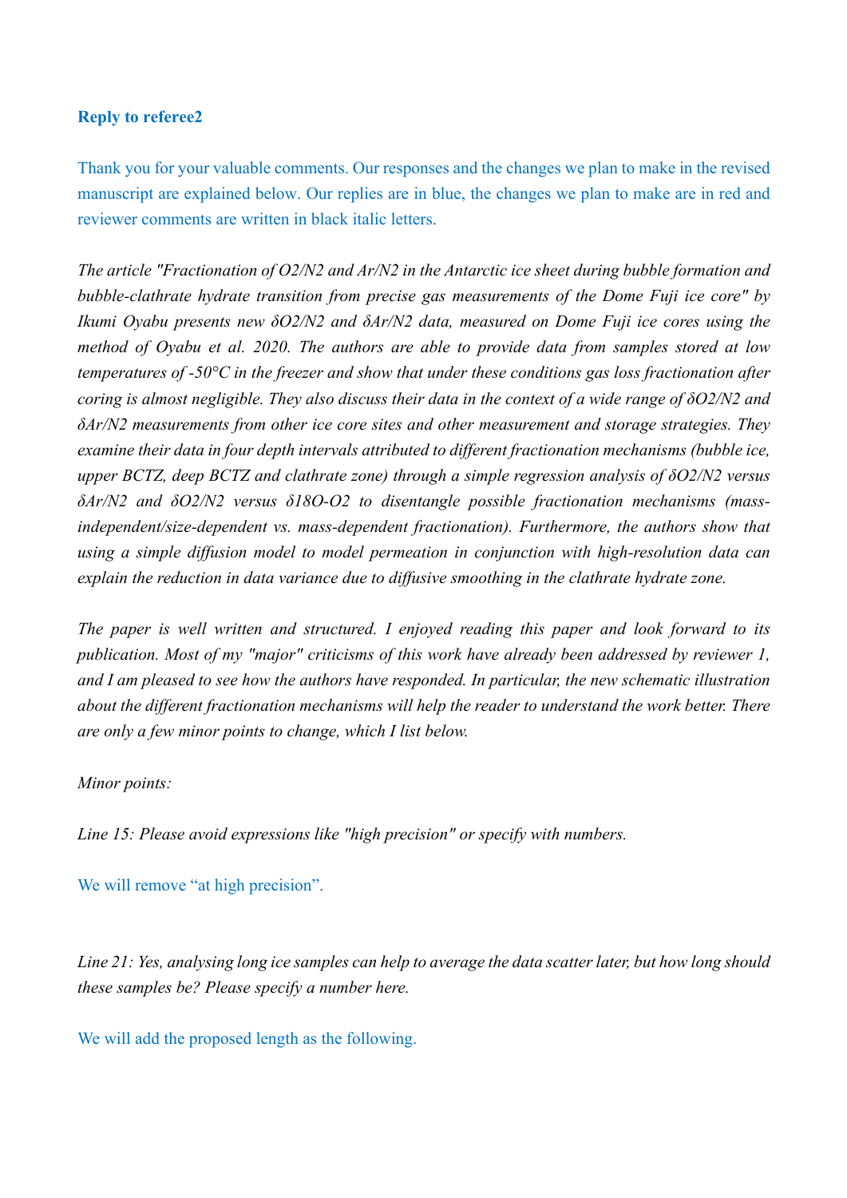**Reply to referee2**

Thank you for your valuable comments. Our responses and the changes we plan to make in the revised manuscript are explained below. Our replies are in blue, the changes we plan to make are in red and reviewer comments are written in black italic letters.

*The article "Fractionation of O2/N2 and Ar/N2 in the Antarctic ice sheet during bubble formation and bubble-clathrate hydrate transition from precise gas measurements of the Dome Fuji ice core" by Ikumi Oyabu presents new δO2/N2 and δAr/N2 data, measured on Dome Fuji ice cores using the method of Oyabu et al. 2020. The authors are able to provide data from samples stored at low temperatures of -50°C in the freezer and show that under these conditions gas loss fractionation after coring is almost negligible. They also discuss their data in the context of a wide range of δO2/N2 and δAr/N2 measurements from other ice core sites and other measurement and storage strategies. They examine their data in four depth intervals attributed to different fractionation mechanisms (bubble ice, upper BCTZ, deep BCTZ and clathrate zone) through a simple regression analysis of δO2/N2 versus δAr/N2 and δO2/N2 versus δ18O-O2 to disentangle possible fractionation mechanisms (mass-independent/size-dependent vs. mass-dependent fractionation). Furthermore, the authors show that using a simple diffusion model to model permeation in conjunction with high-resolution data can explain the reduction in data variance due to diffusive smoothing in the clathrate hydrate zone.*

*The paper is well written and structured. I enjoyed reading this paper and look forward to its publication. Most of my "major" criticisms of this work have already been addressed by reviewer 1, and I am pleased to see how the authors have responded. In particular, the new schematic illustration about the different fractionation mechanisms will help the reader to understand the work better. There are only a few minor points to change, which I list below.*

*Minor points:*

*Line 15: Please avoid expressions like "high precision" or specify with numbers.*

We will remove “at high precision”.

*Line 21: Yes, analysing long ice samples can help to average the data scatter later, but how long should these samples be? Please specify a number here.*

We will add the proposed length as the following.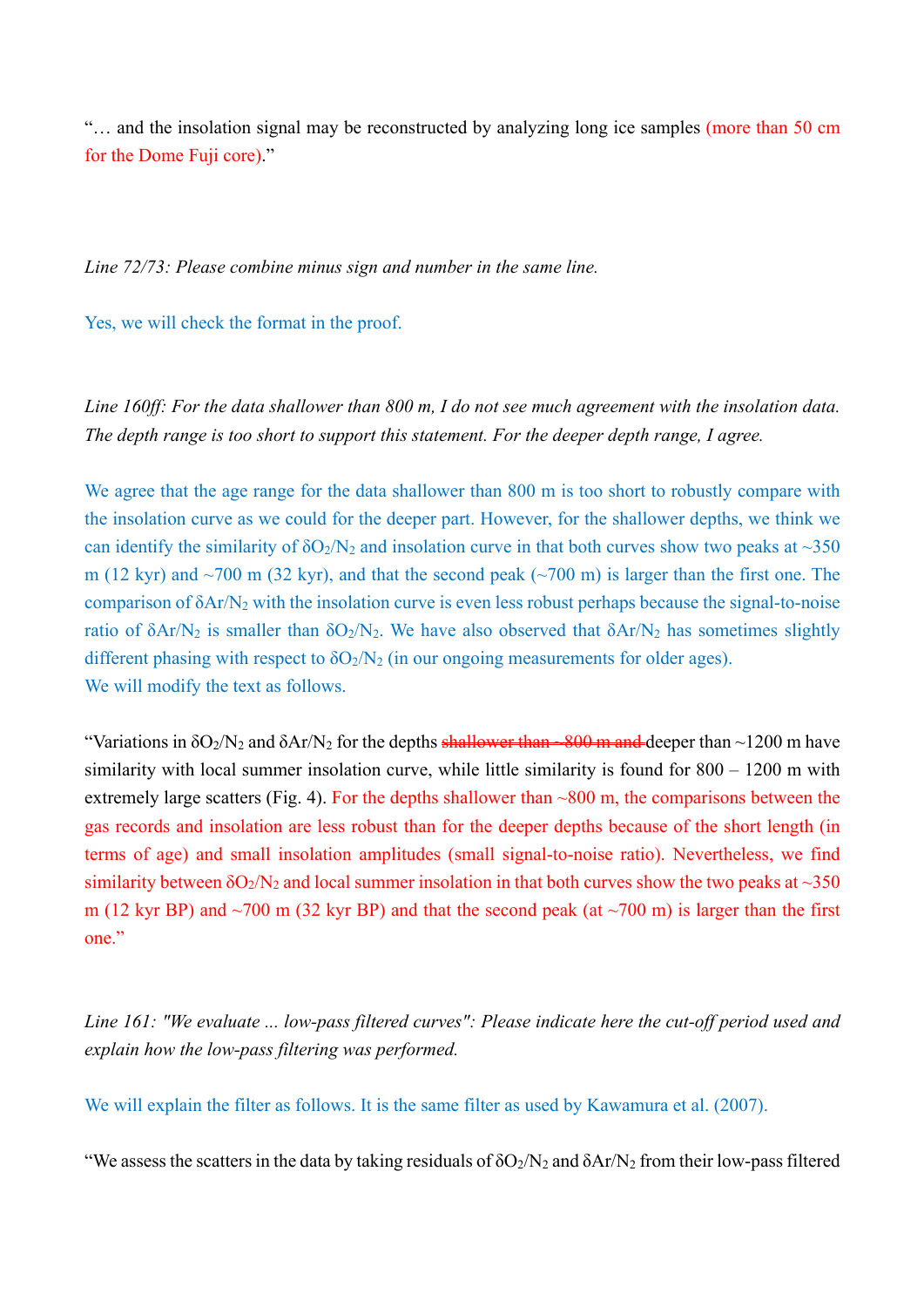"… and the insolation signal may be reconstructed by analyzing long ice samples (more than 50 cm for the Dome Fuji core)."

*Line 72/73: Please combine minus sign and number in the same line.*

Yes, we will check the format in the proof.

*Line 160ff: For the data shallower than 800 m, I do not see much agreement with the insolation data. The depth range is too short to support this statement. For the deeper depth range, I agree.*

We agree that the age range for the data shallower than 800 m is too short to robustly compare with the insolation curve as we could for the deeper part. However, for the shallower depths, we think we can identify the similarity of $\delta O_2/N_2$ and insolation curve in that both curves show two peaks at ~350 m (12 kyr) and ~700 m (32 kyr), and that the second peak (~700 m) is larger than the first one. The comparison of $\delta Ar/N_2$ with the insolation curve is even less robust perhaps because the signal-to-noise ratio of $\delta Ar/N_2$ is smaller than $\delta O_2/N_2$. We have also observed that $\delta Ar/N_2$ has sometimes slightly different phasing with respect to $\delta O_2/N_2$ (in our ongoing measurements for older ages).
We will modify the text as follows.

"Variations in $\delta O_2/N_2$ and $\delta Ar/N_2$ for the depths ~~shallower than ~800 m and~~ deeper than ~1200 m have similarity with local summer insolation curve, while little similarity is found for 800 – 1200 m with extremely large scatters (Fig. 4). For the depths shallower than ~800 m, the comparisons between the gas records and insolation are less robust than for the deeper depths because of the short length (in terms of age) and small insolation amplitudes (small signal-to-noise ratio). Nevertheless, we find similarity between $\delta O_2/N_2$ and local summer insolation in that both curves show the two peaks at ~350 m (12 kyr BP) and ~700 m (32 kyr BP) and that the second peak (at ~700 m) is larger than the first one."

*Line 161: "We evaluate ... low-pass filtered curves": Please indicate here the cut-off period used and explain how the low-pass filtering was performed.*

We will explain the filter as follows. It is the same filter as used by Kawamura et al. (2007).

"We assess the scatters in the data by taking residuals of $\delta O_2/N_2$ and $\delta Ar/N_2$ from their low-pass filtered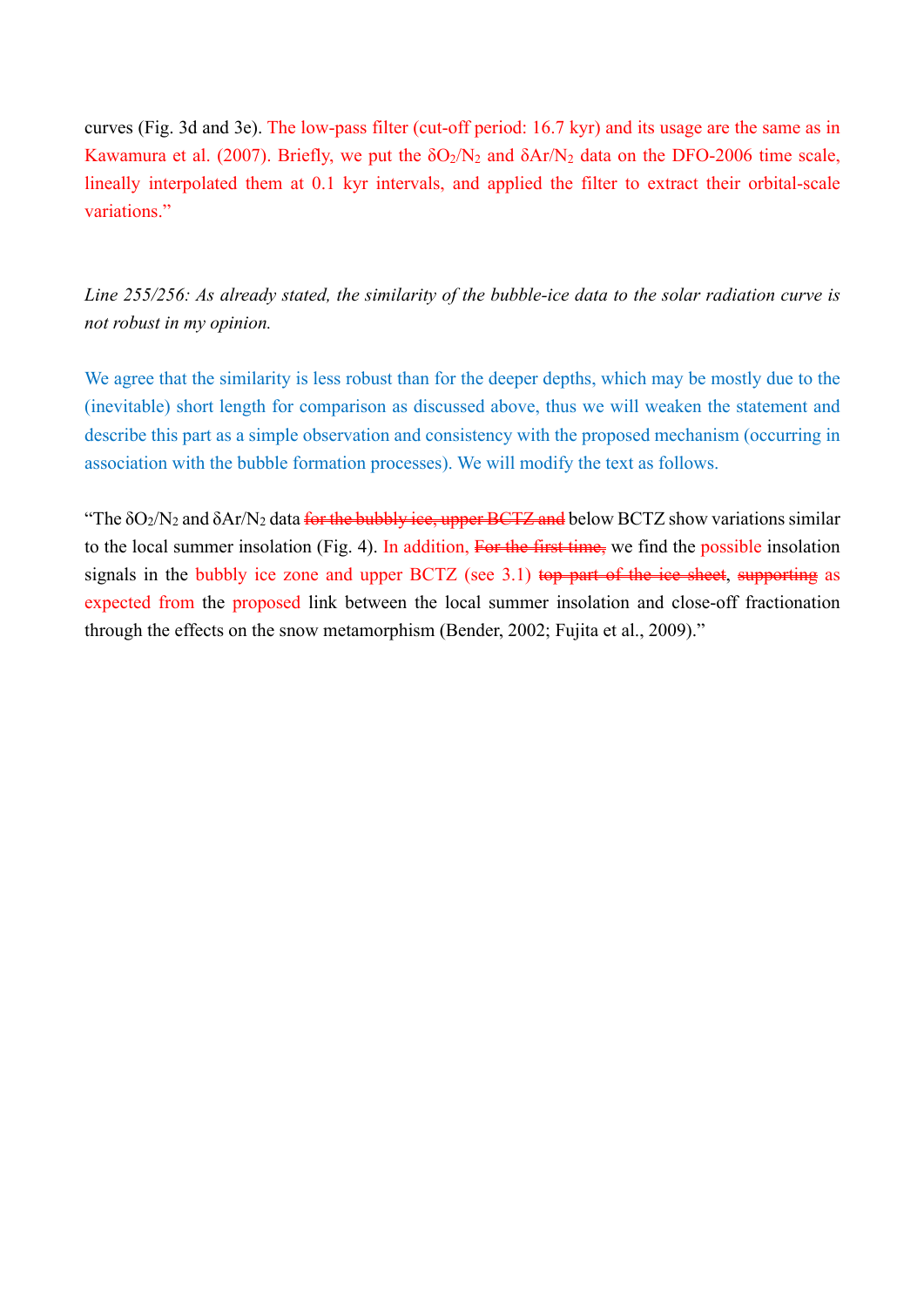curves (Fig. 3d and 3e). The low-pass filter (cut-off period: 16.7 kyr) and its usage are the same as in Kawamura et al. (2007). Briefly, we put the $\delta O_2/N_2$ and $\delta Ar/N_2$ data on the DFO-2006 time scale, lineally interpolated them at 0.1 kyr intervals, and applied the filter to extract their orbital-scale variations."

*Line 255/256: As already stated, the similarity of the bubble-ice data to the solar radiation curve is not robust in my opinion.*

We agree that the similarity is less robust than for the deeper depths, which may be mostly due to the (inevitable) short length for comparison as discussed above, thus we will weaken the statement and describe this part as a simple observation and consistency with the proposed mechanism (occurring in association with the bubble formation processes). We will modify the text as follows.

"The $\delta O_2/N_2$ and $\delta Ar/N_2$ data ~~for the bubbly ice, upper BCTZ and~~ below BCTZ show variations similar to the local summer insolation (Fig. 4). In addition, ~~For the first time,~~ we find the possible insolation signals in the bubbly ice zone and upper BCTZ (see 3.1) ~~top part of the ice sheet~~, ~~supporting~~ as expected from the proposed link between the local summer insolation and close-off fractionation through the effects on the snow metamorphism (Bender, 2002; Fujita et al., 2009)."